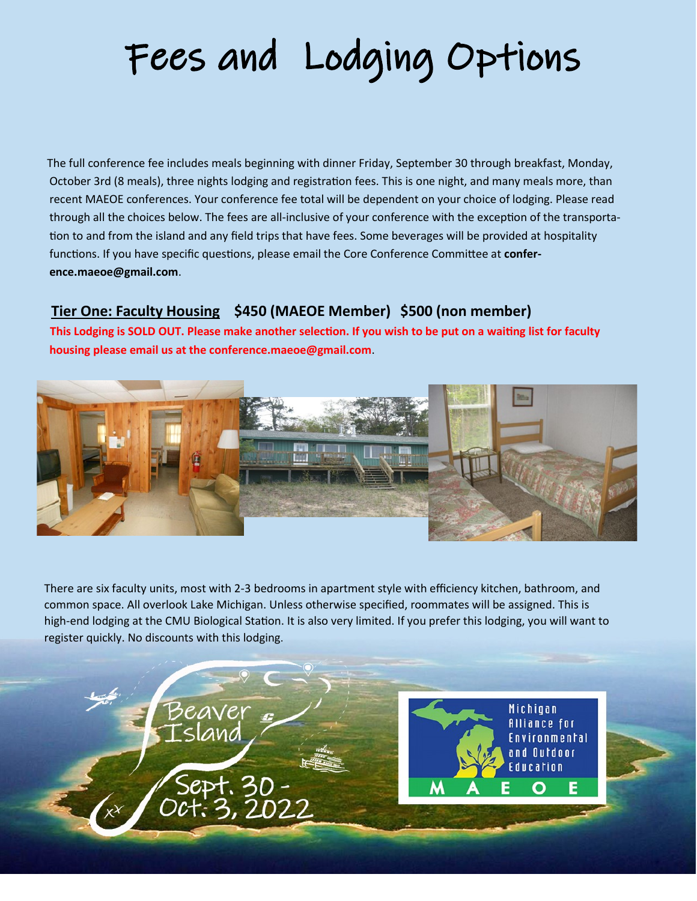# Fees and Lodging Options

The full conference fee includes meals beginning with dinner Friday, September 30 through breakfast, Monday, October 3rd (8 meals), three nights lodging and registration fees. This is one night, and many meals more, than recent MAEOE conferences. Your conference fee total will be dependent on your choice of lodging. Please read through all the choices below. The fees are all-inclusive of your conference with the exception of the transportation to and from the island and any field trips that have fees. Some beverages will be provided at hospitality functions. If you have specific questions, please email the Core Conference Committee at **conference.maeoe@gmail.com**.

## Tier One: Faculty Housing **$450 (MAEOE Member) $500 (non member)**

**This Lodging is SOLD OUT. Please make another selection. If you wish to be put on a waiting list for faculty housing please email us at the conference.maeoe@gmail.com**.

There are six faculty units, most with 2-3 bedrooms in apartment style with efficiency kitchen, bathroom, and common space. All overlook Lake Michigan. Unless otherwise specified, roommates will be assigned. This is high-end lodging at the CMU Biological Station. It is also very limited. If you prefer this lodging, you will want to register quickly. No discounts with this lodging.

Beaver Island

Sept. 30 - Oct. 3, 2022

Michigan Alliance for Environmental and Outdoor Education

MAEOE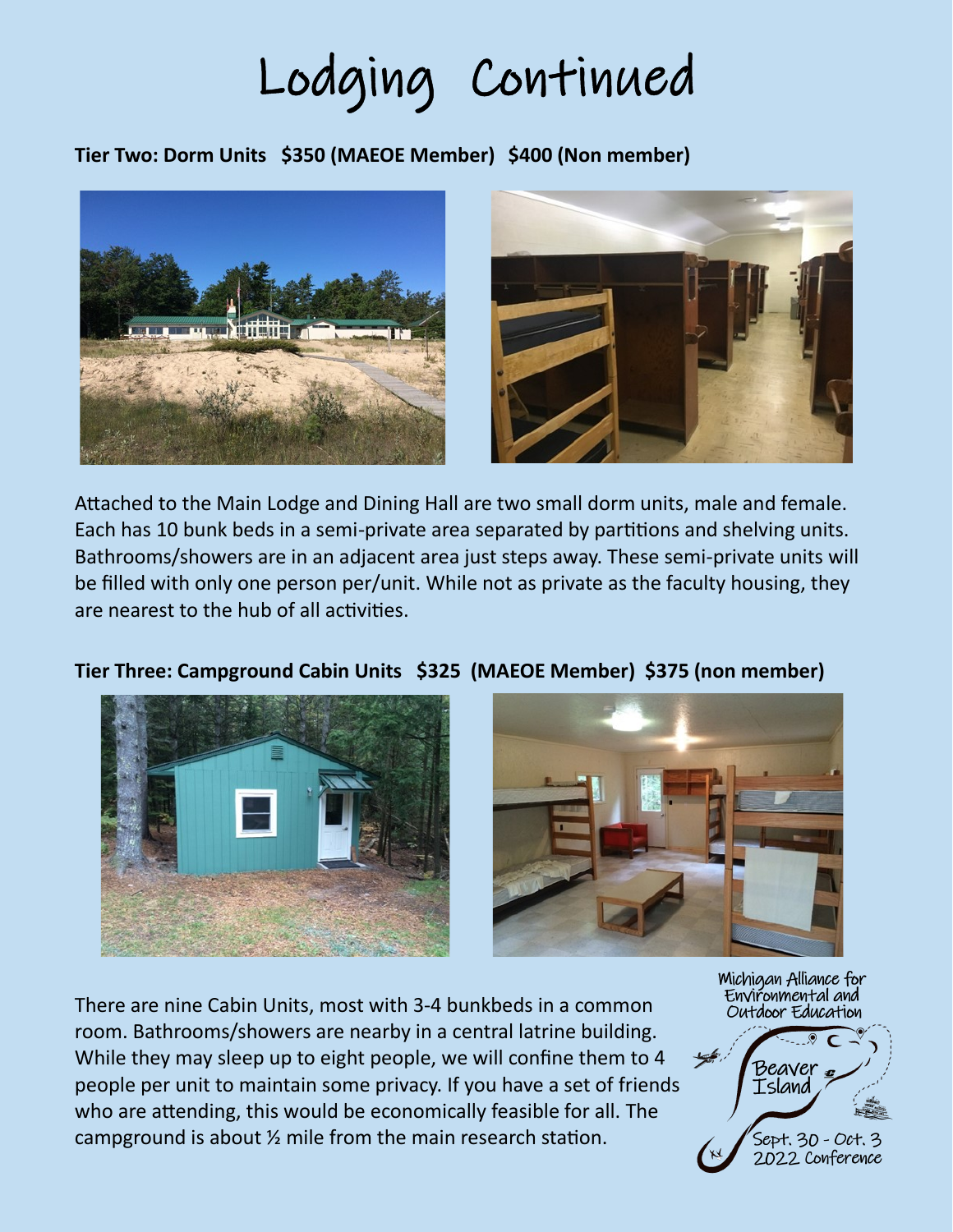# Lodging Continued

**Tier Two: Dorm Units $350 (MAEOE Member) $400 (Non member)**

Attached to the Main Lodge and Dining Hall are two small dorm units, male and female. Each has 10 bunk beds in a semi-private area separated by partitions and shelving units. Bathrooms/showers are in an adjacent area just steps away. These semi-private units will be filled with only one person per/unit. While not as private as the faculty housing, they are nearest to the hub of all activities.

**Tier Three: Campground Cabin Units $325 (MAEOE Member) $375 (non member)**

There are nine Cabin Units, most with 3-4 bunkbeds in a common room. Bathrooms/showers are nearby in a central latrine building. While they may sleep up to eight people, we will confine them to 4 people per unit to maintain some privacy. If you have a set of friends who are attending, this would be economically feasible for all. The campground is about ½ mile from the main research station.

Michigan Alliance for Environmental and Outdoor Education

Beaver Island

Sept. 30 - Oct. 3 2022 Conference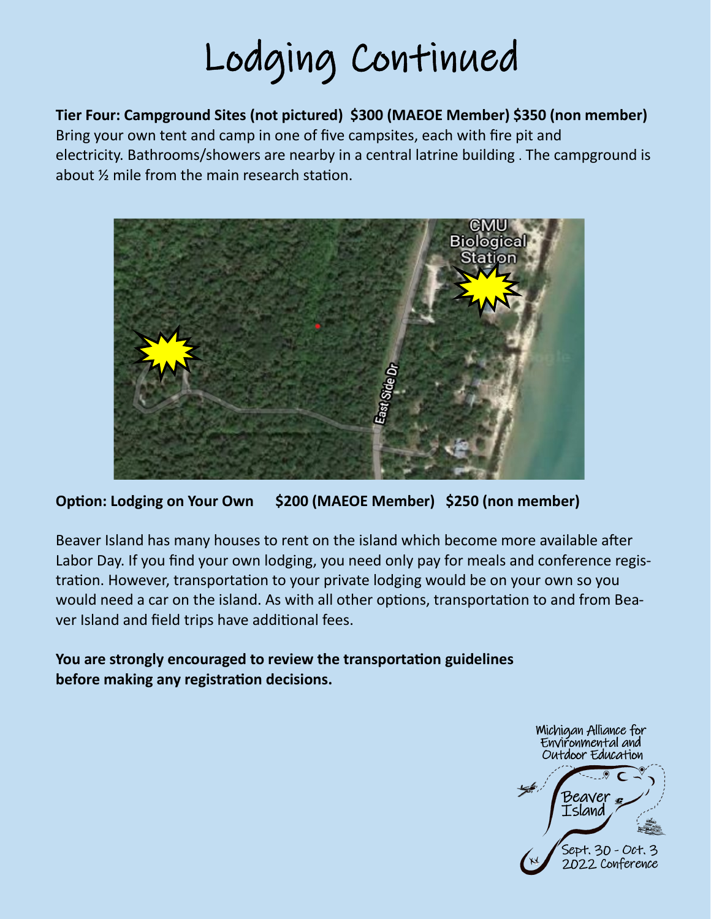# Lodging Continued

**Tier Four: Campground Sites (not pictured) $300 (MAEOE Member) $350 (non member)**
Bring your own tent and camp in one of five campsites, each with fire pit and electricity. Bathrooms/showers are nearby in a central latrine building . The campground is about ½ mile from the main research station.

CMU Biological Station

East Side Dr

**Option: Lodging on Your Own $200 (MAEOE Member) $250 (non member)**

Beaver Island has many houses to rent on the island which become more available after Labor Day. If you find your own lodging, you need only pay for meals and conference registration. However, transportation to your private lodging would be on your own so you would need a car on the island. As with all other options, transportation to and from Beaver Island and field trips have additional fees.

**You are strongly encouraged to review the transportation guidelines before making any registration decisions.**

Michigan Alliance for Environmental and Outdoor Education

Beaver Island

Sept. 30 - Oct. 3
2022 Conference